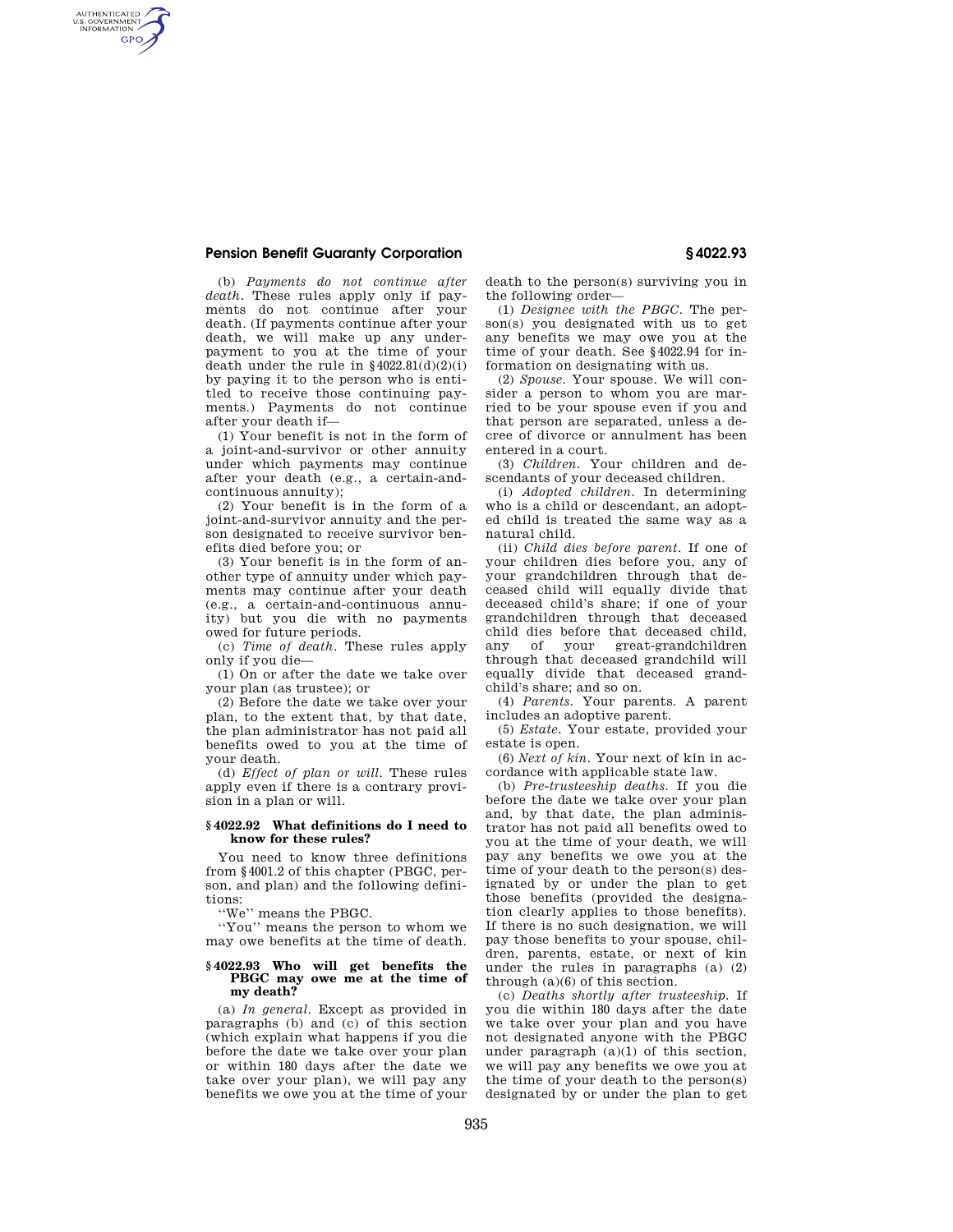(b) *Payments do not continue after death.* These rules apply only if payments do not continue after your death. (If payments continue after your death, we will make up any underpayment to you at the time of your death under the rule in §4022.81(d)(2)(i) by paying it to the person who is entitled to receive those continuing payments.) Payments do not continue after your death if—

(1) Your benefit is not in the form of a joint-and-survivor or other annuity under which payments may continue after your death (e.g., a certain-and-continuous annuity);

(2) Your benefit is in the form of a joint-and-survivor annuity and the person designated to receive survivor benefits died before you; or

(3) Your benefit is in the form of another type of annuity under which payments may continue after your death (e.g., a certain-and-continuous annuity) but you die with no payments owed for future periods.

(c) *Time of death.* These rules apply only if you die—

(1) On or after the date we take over your plan (as trustee); or

(2) Before the date we take over your plan, to the extent that, by that date, the plan administrator has not paid all benefits owed to you at the time of your death.

(d) *Effect of plan or will.* These rules apply even if there is a contrary provision in a plan or will.

### §4022.92 What definitions do I need to know for these rules?

You need to know three definitions from §4001.2 of this chapter (PBGC, person, and plan) and the following definitions:

''We'' means the PBGC.

''You'' means the person to whom we may owe benefits at the time of death.

### §4022.93 Who will get benefits the PBGC may owe me at the time of my death?

(a) *In general.* Except as provided in paragraphs (b) and (c) of this section (which explain what happens if you die before the date we take over your plan or within 180 days after the date we take over your plan), we will pay any benefits we owe you at the time of your death to the person(s) surviving you in the following order—

(1) *Designee with the PBGC.* The person(s) you designated with us to get any benefits we may owe you at the time of your death. See §4022.94 for information on designating with us.

(2) *Spouse.* Your spouse. We will consider a person to whom you are married to be your spouse even if you and that person are separated, unless a decree of divorce or annulment has been entered in a court.

(3) *Children.* Your children and descendants of your deceased children.

(i) *Adopted children.* In determining who is a child or descendant, an adopted child is treated the same way as a natural child.

(ii) *Child dies before parent.* If one of your children dies before you, any of your grandchildren through that deceased child will equally divide that deceased child's share; if one of your grandchildren through that deceased child dies before that deceased child, any of your great-grandchildren through that deceased grandchild will equally divide that deceased grandchild's share; and so on.

(4) *Parents.* Your parents. A parent includes an adoptive parent.

(5) *Estate.* Your estate, provided your estate is open.

(6) *Next of kin.* Your next of kin in accordance with applicable state law.

(b) *Pre-trusteeship deaths.* If you die before the date we take over your plan and, by that date, the plan administrator has not paid all benefits owed to you at the time of your death, we will pay any benefits we owe you at the time of your death to the person(s) designated by or under the plan to get those benefits (provided the designation clearly applies to those benefits). If there is no such designation, we will pay those benefits to your spouse, children, parents, estate, or next of kin under the rules in paragraphs (a) (2) through (a)(6) of this section.

(c) *Deaths shortly after trusteeship.* If you die within 180 days after the date we take over your plan and you have not designated anyone with the PBGC under paragraph (a)(1) of this section, we will pay any benefits we owe you at the time of your death to the person(s) designated by or under the plan to get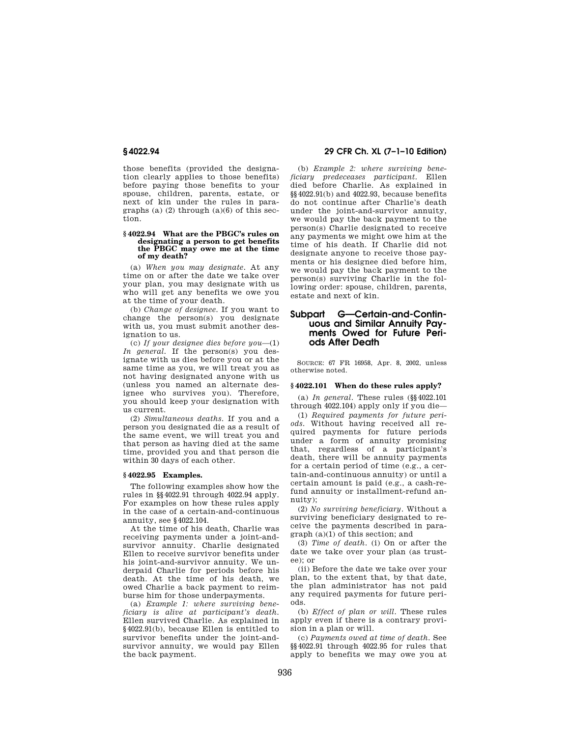those benefits (provided the designation clearly applies to those benefits) before paying those benefits to your spouse, children, parents, estate, or next of kin under the rules in paragraphs (a) (2) through (a)(6) of this section.

### § 4022.94 What are the PBGC's rules on designating a person to get benefits the PBGC may owe me at the time of my death?

(a) *When you may designate.* At any time on or after the date we take over your plan, you may designate with us who will get any benefits we owe you at the time of your death.

(b) *Change of designee.* If you want to change the person(s) you designate with us, you must submit another designation to us.

(c) *If your designee dies before you*—(1) *In general.* If the person(s) you designate with us dies before you or at the same time as you, we will treat you as not having designated anyone with us (unless you named an alternate designee who survives you). Therefore, you should keep your designation with us current.

(2) *Simultaneous deaths.* If you and a person you designated die as a result of the same event, we will treat you and that person as having died at the same time, provided you and that person die within 30 days of each other.

### § 4022.95 Examples.

The following examples show how the rules in §§ 4022.91 through 4022.94 apply. For examples on how these rules apply in the case of a certain-and-continuous annuity, see § 4022.104.

At the time of his death, Charlie was receiving payments under a joint-and-survivor annuity. Charlie designated Ellen to receive survivor benefits under his joint-and-survivor annuity. We underpaid Charlie for periods before his death. At the time of his death, we owed Charlie a back payment to reimburse him for those underpayments.

(a) *Example 1: where surviving beneficiary is alive at participant's death.* Ellen survived Charlie. As explained in § 4022.91(b), because Ellen is entitled to survivor benefits under the joint-and-survivor annuity, we would pay Ellen the back payment.

(b) *Example 2: where surviving beneficiary predeceases participant.* Ellen died before Charlie. As explained in §§ 4022.91(b) and 4022.93, because benefits do not continue after Charlie's death under the joint-and-survivor annuity, we would pay the back payment to the person(s) Charlie designated to receive any payments we might owe him at the time of his death. If Charlie did not designate anyone to receive those payments or his designee died before him, we would pay the back payment to the person(s) surviving Charlie in the following order: spouse, children, parents, estate and next of kin.

## Subpart G—Certain-and-Continuous and Similar Annuity Payments Owed for Future Periods After Death

SOURCE: 67 FR 16958, Apr. 8, 2002, unless otherwise noted.

### § 4022.101 When do these rules apply?

(a) *In general.* These rules (§§ 4022.101 through 4022.104) apply only if you die—

(1) *Required payments for future periods.* Without having received all required payments for future periods under a form of annuity promising that, regardless of a participant's death, there will be annuity payments for a certain period of time (e.g., a certain-and-continuous annuity) or until a certain amount is paid (e.g., a cash-refund annuity or installment-refund annuity);

(2) *No surviving beneficiary.* Without a surviving beneficiary designated to receive the payments described in paragraph (a)(1) of this section; and

(3) *Time of death.* (i) On or after the date we take over your plan (as trustee); or

(ii) Before the date we take over your plan, to the extent that, by that date, the plan administrator has not paid any required payments for future periods.

(b) *Effect of plan or will.* These rules apply even if there is a contrary provision in a plan or will.

(c) *Payments owed at time of death.* See §§ 4022.91 through 4022.95 for rules that apply to benefits we may owe you at